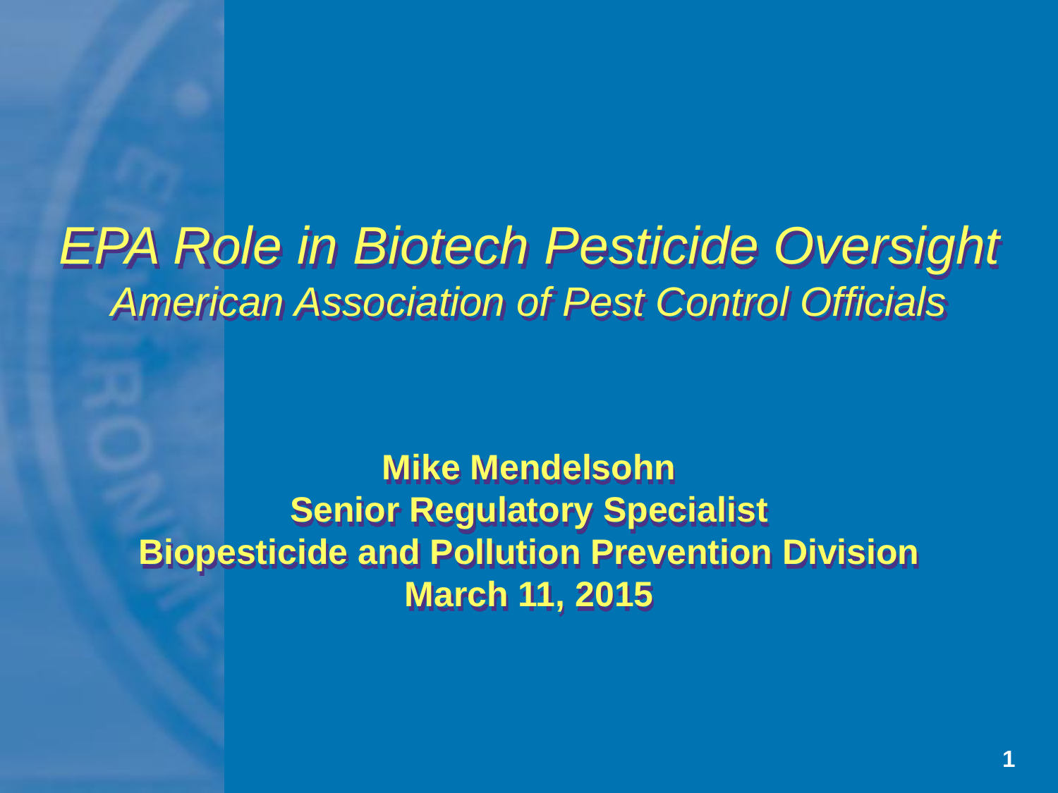# *EPA Role in Biotech Pesticide Oversight*

## *American Association of Pest Control Officials*

**Mike Mendelsohn**
**Senior Regulatory Specialist**
**Biopesticide and Pollution Prevention Division**
**March 11, 2015**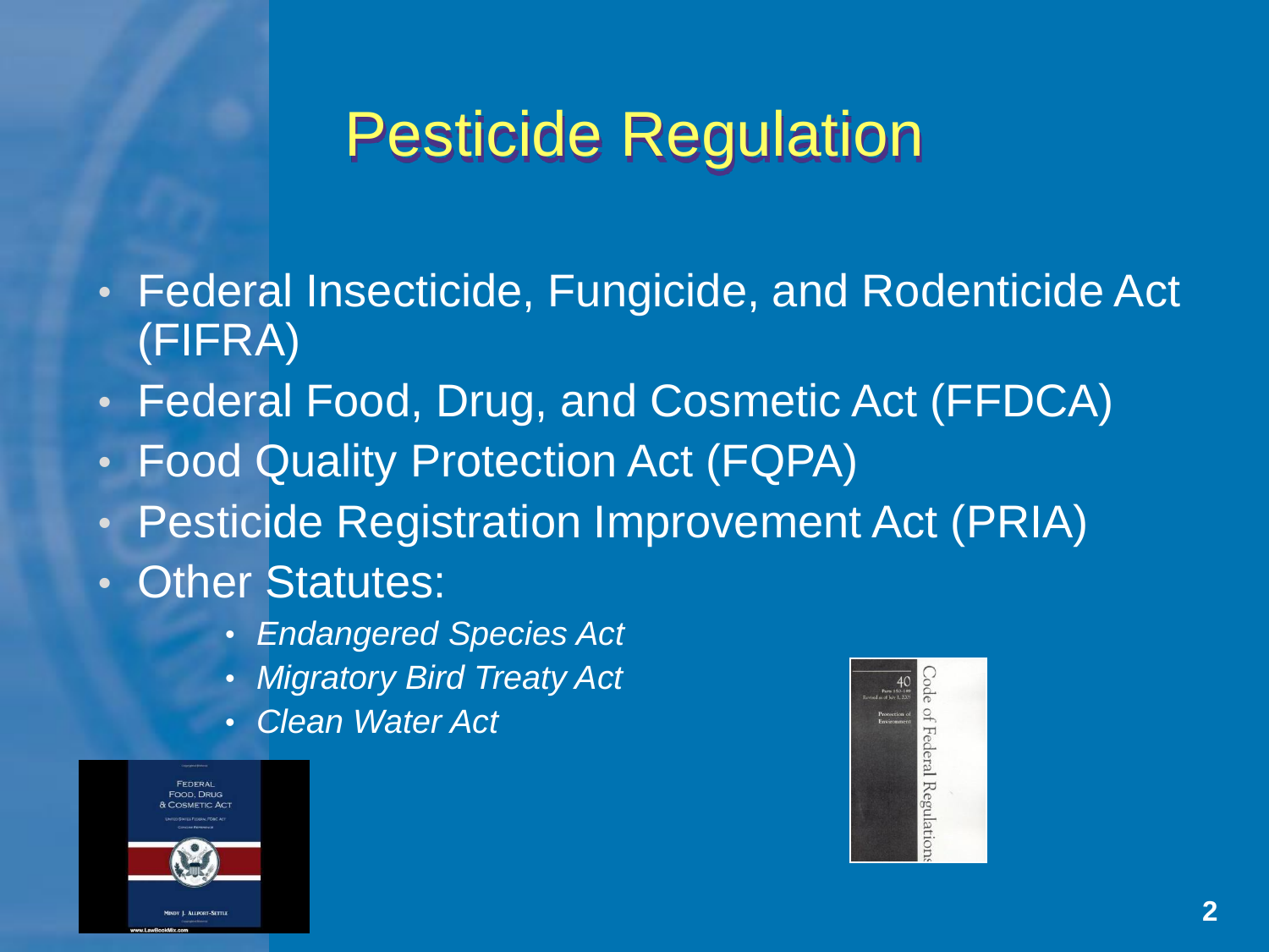# Pesticide Regulation

- Federal Insecticide, Fungicide, and Rodenticide Act (FIFRA)
- Federal Food, Drug, and Cosmetic Act (FFDCA)
- Food Quality Protection Act (FQPA)
- Pesticide Registration Improvement Act (PRIA)
- Other Statutes:
  - *Endangered Species Act*
  - *Migratory Bird Treaty Act*
  - *Clean Water Act*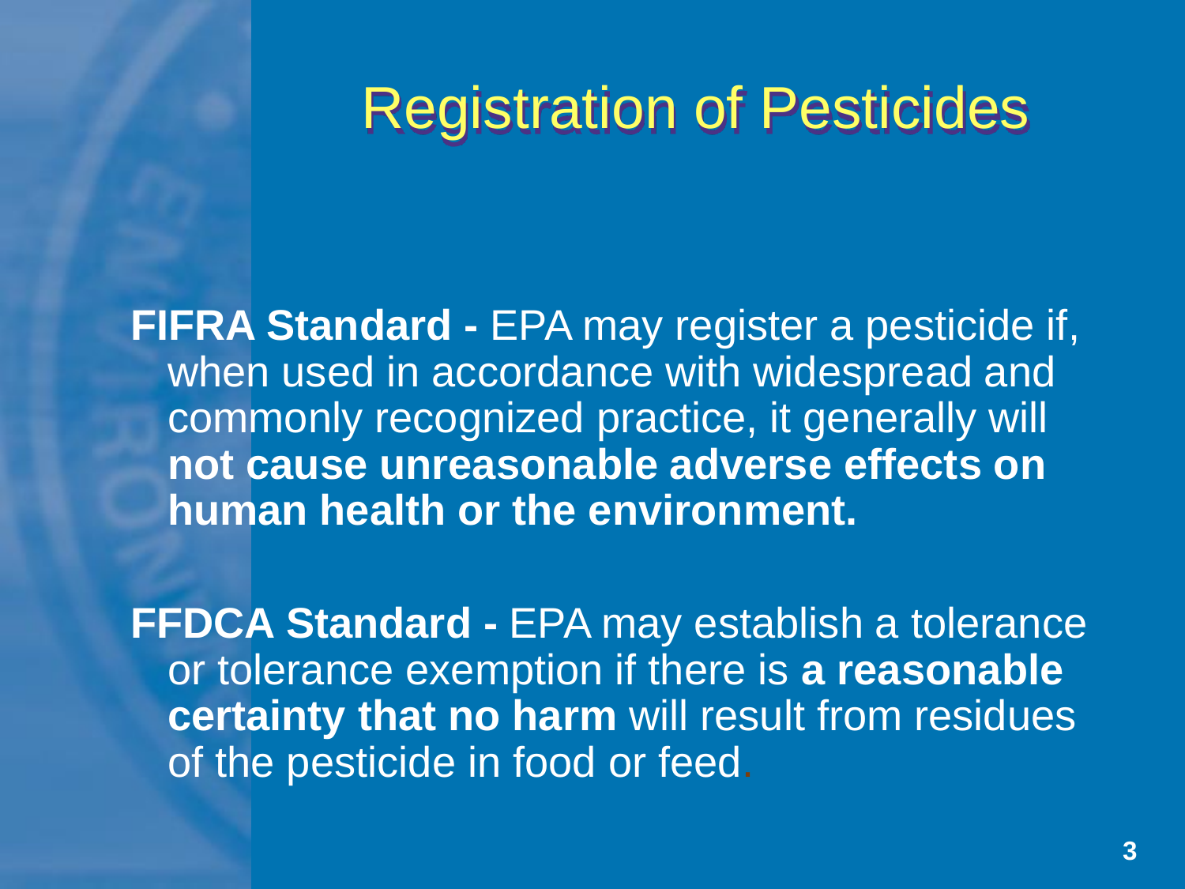# Registration of Pesticides

**FIFRA Standard -** EPA may register a pesticide if, when used in accordance with widespread and commonly recognized practice, it generally will **not cause unreasonable adverse effects on human health or the environment.**

**FFDCA Standard -** EPA may establish a tolerance or tolerance exemption if there is **a reasonable certainty that no harm** will result from residues of the pesticide in food or feed.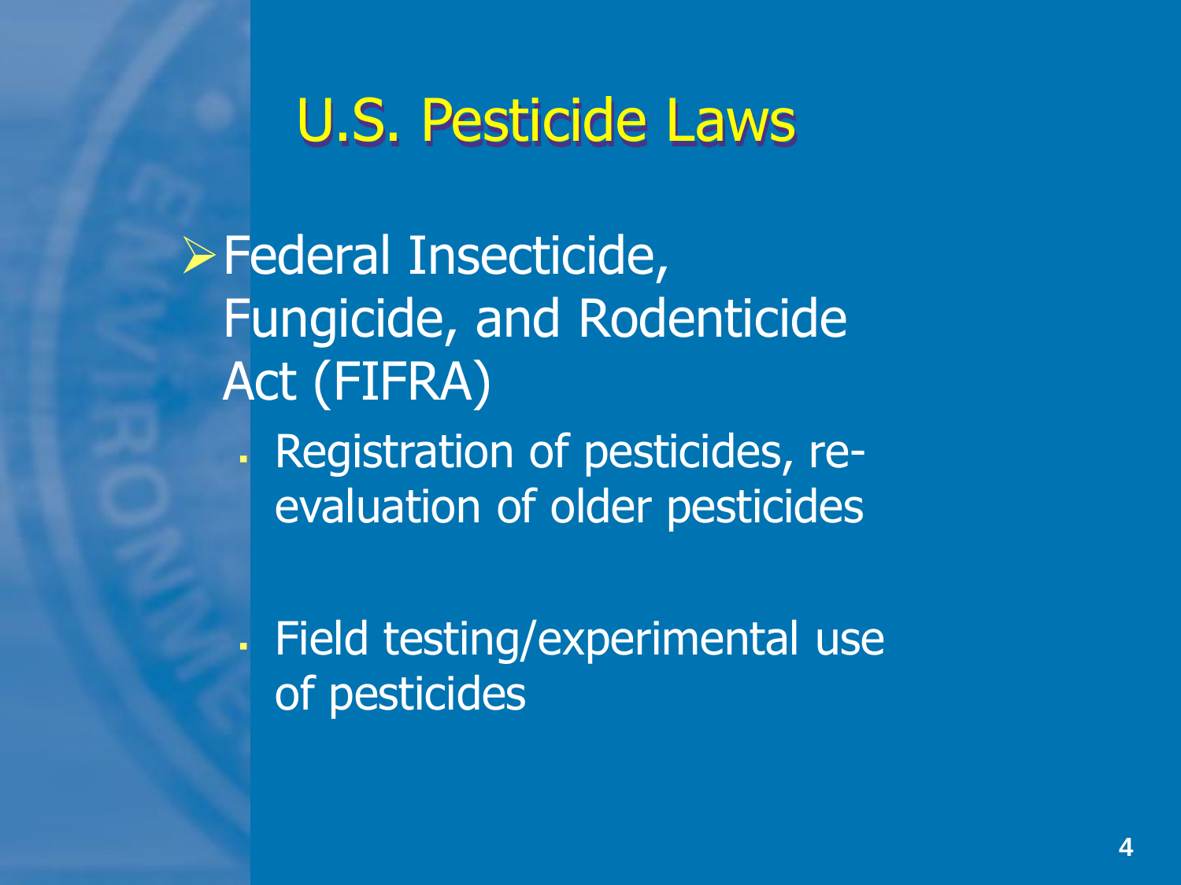# U.S. Pesticide Laws

- Federal Insecticide, Fungicide, and Rodenticide Act (FIFRA)
  - Registration of pesticides, re-evaluation of older pesticides
  - Field testing/experimental use of pesticides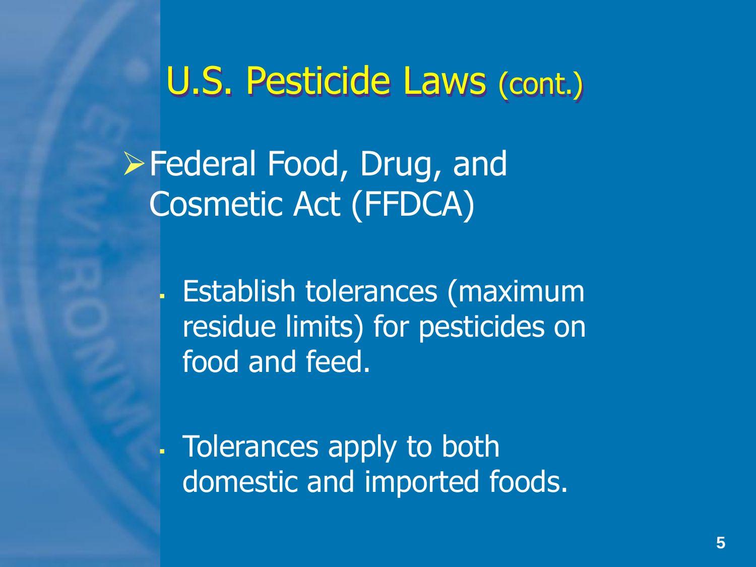# U.S. Pesticide Laws (cont.)

- Federal Food, Drug, and Cosmetic Act (FFDCA)
  - Establish tolerances (maximum residue limits) for pesticides on food and feed.
  - Tolerances apply to both domestic and imported foods.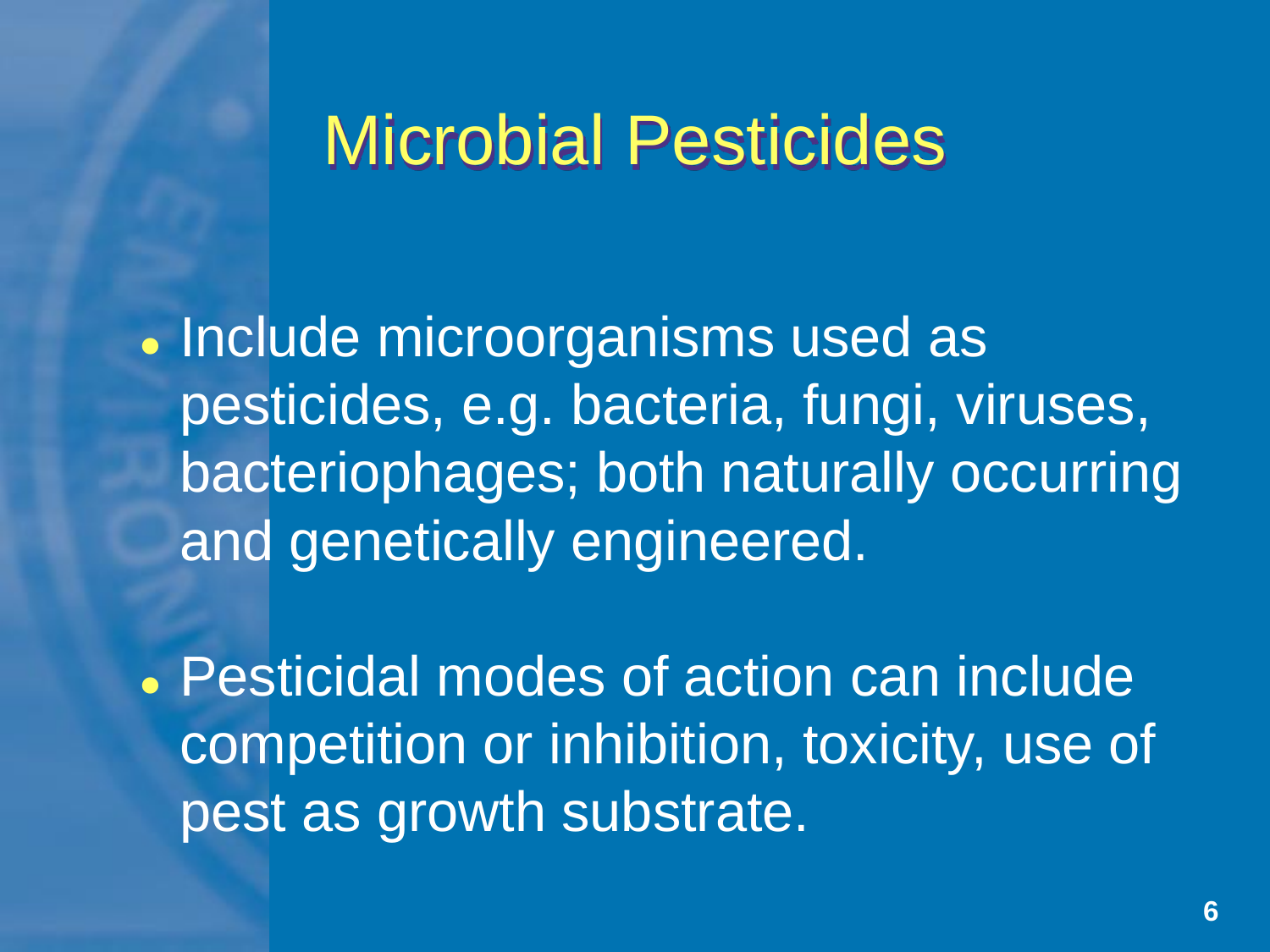# Microbial Pesticides

- Include microorganisms used as pesticides, e.g. bacteria, fungi, viruses, bacteriophages; both naturally occurring and genetically engineered.
- Pesticidal modes of action can include competition or inhibition, toxicity, use of pest as growth substrate.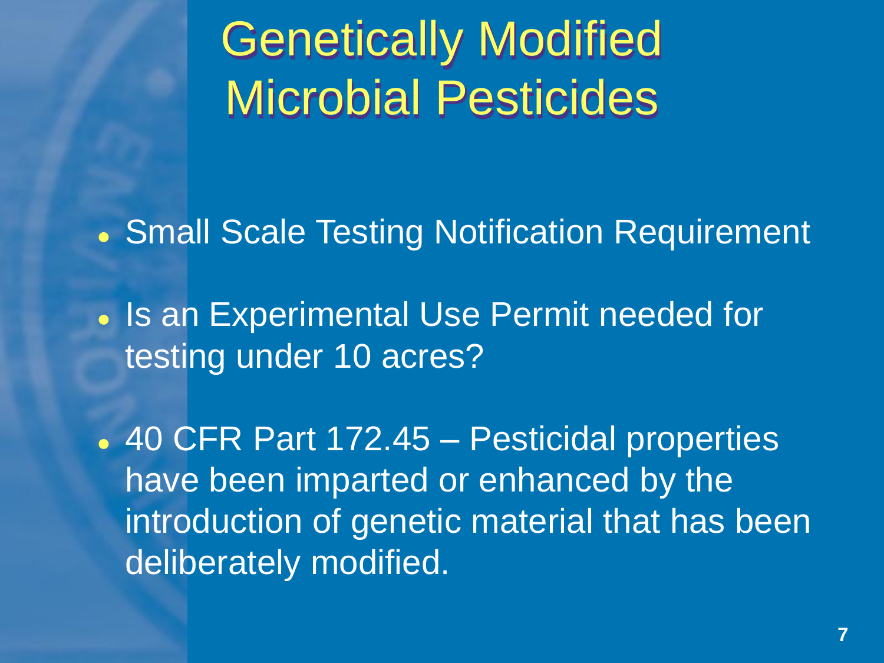# Genetically Modified Microbial Pesticides

- Small Scale Testing Notification Requirement
- Is an Experimental Use Permit needed for testing under 10 acres?
- 40 CFR Part 172.45 – Pesticidal properties have been imparted or enhanced by the introduction of genetic material that has been deliberately modified.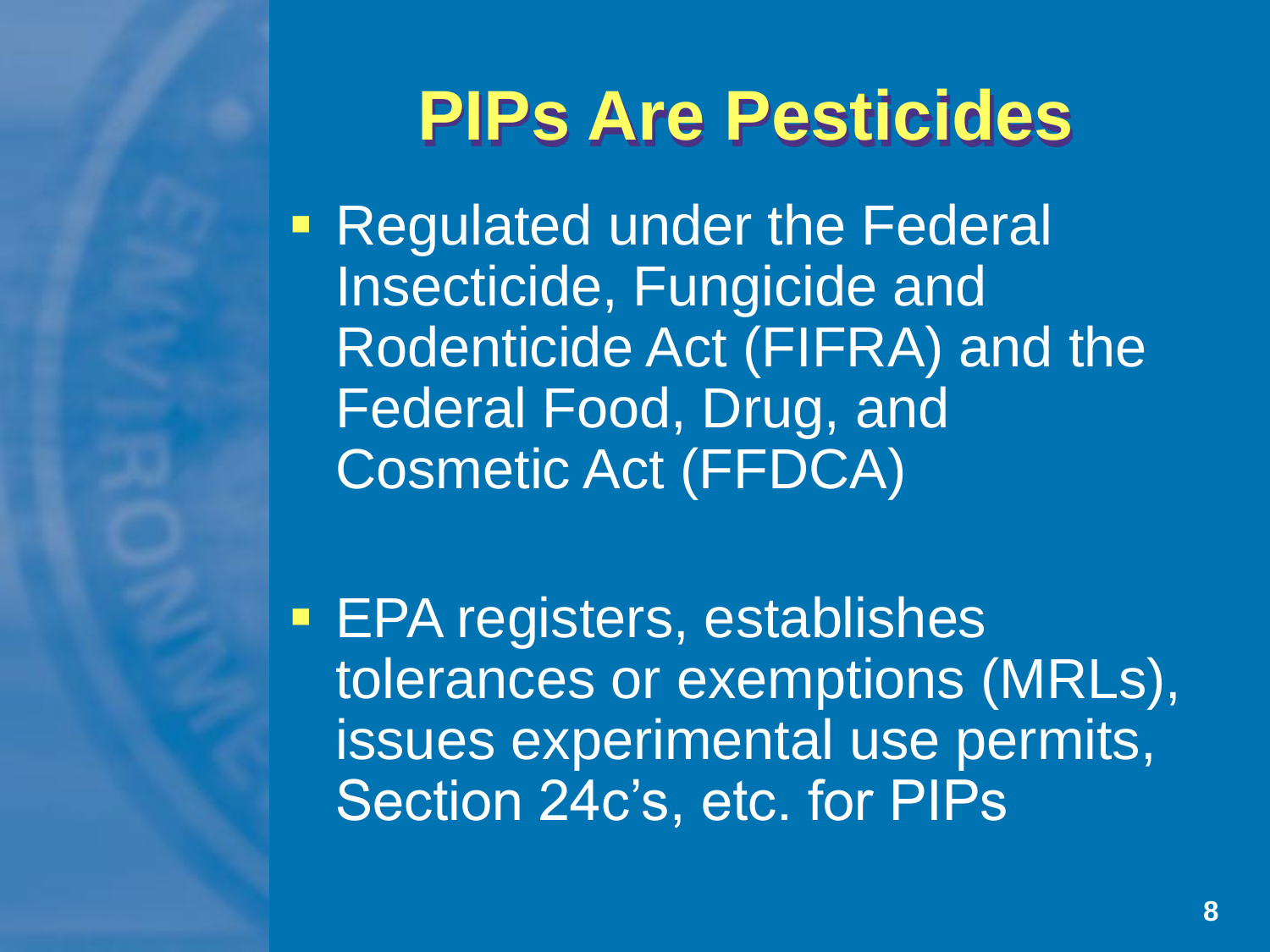# PIPs Are Pesticides

- Regulated under the Federal Insecticide, Fungicide and Rodenticide Act (FIFRA) and the Federal Food, Drug, and Cosmetic Act (FFDCA)

- EPA registers, establishes tolerances or exemptions (MRLs), issues experimental use permits, Section 24c's, etc. for PIPs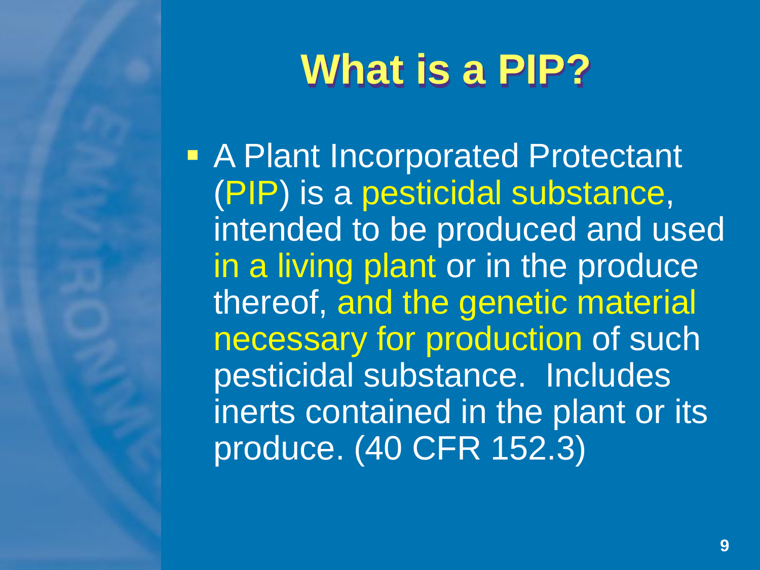# What is a PIP?

- A Plant Incorporated Protectant (PIP) is a pesticidal substance, intended to be produced and used in a living plant or in the produce thereof, and the genetic material necessary for production of such pesticidal substance. Includes inerts contained in the plant or its produce. (40 CFR 152.3)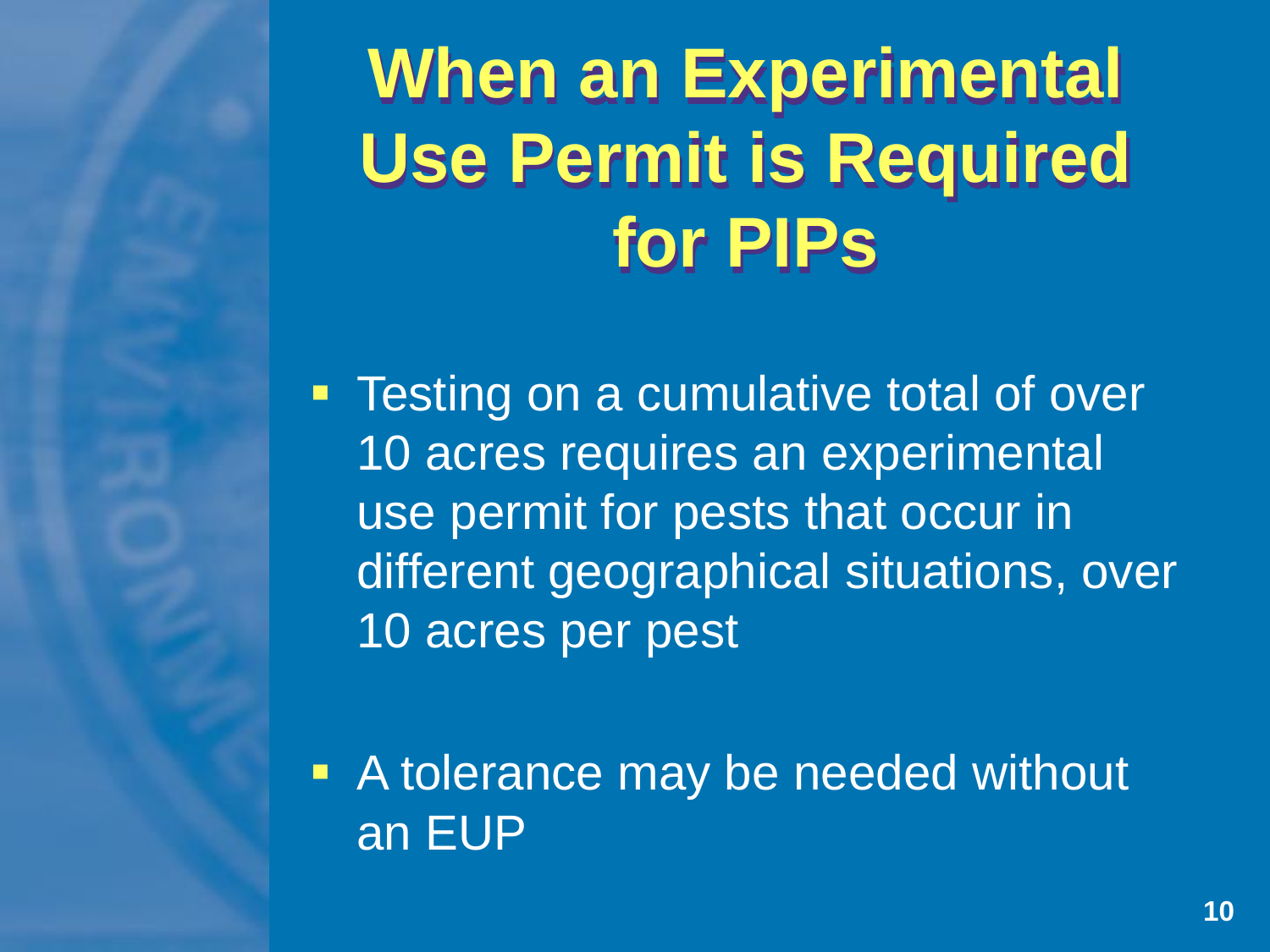# When an Experimental Use Permit is Required for PIPs

- Testing on a cumulative total of over 10 acres requires an experimental use permit for pests that occur in different geographical situations, over 10 acres per pest

- A tolerance may be needed without an EUP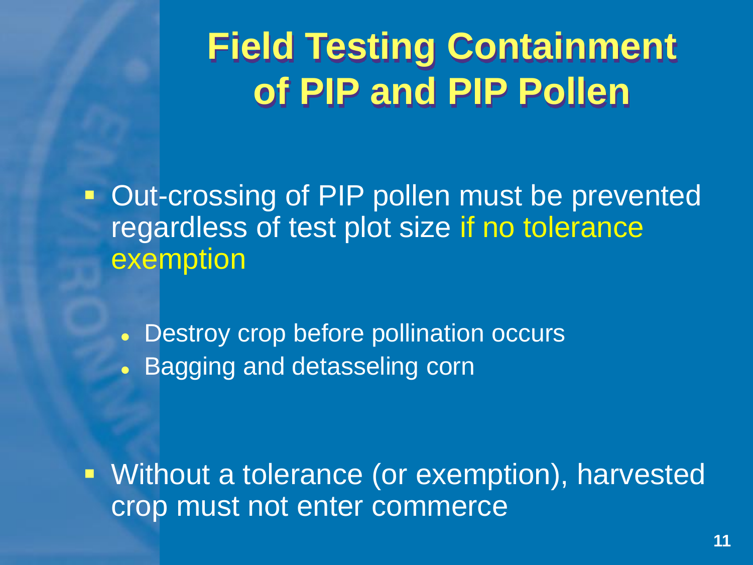# Field Testing Containment of PIP and PIP Pollen

- Out-crossing of PIP pollen must be prevented regardless of test plot size if no tolerance exemption
  - Destroy crop before pollination occurs
  - Bagging and detasseling corn
- Without a tolerance (or exemption), harvested crop must not enter commerce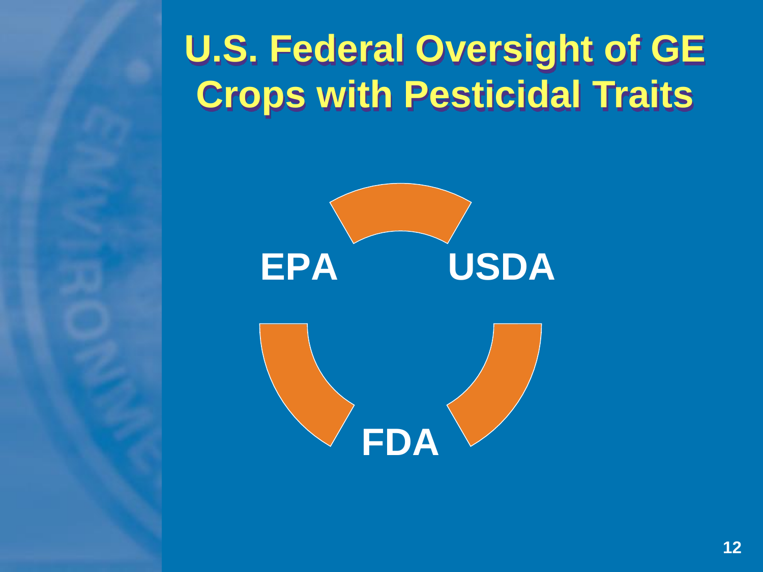# U.S. Federal Oversight of GE Crops with Pesticidal Traits

EPA

USDA

FDA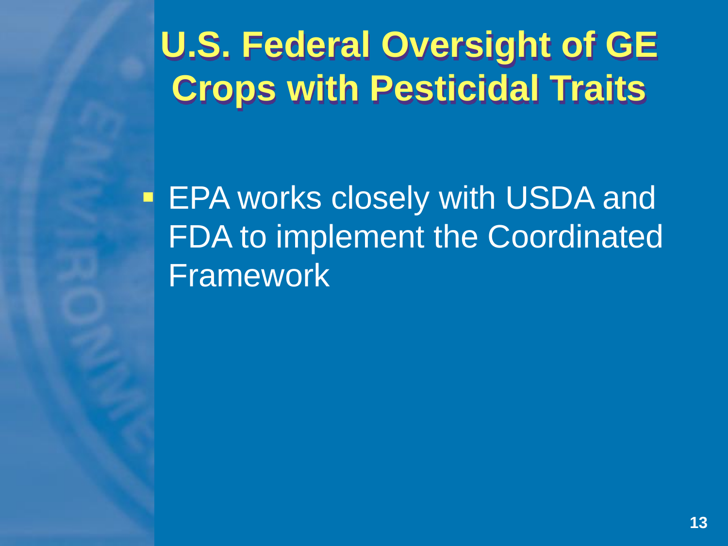# U.S. Federal Oversight of GE Crops with Pesticidal Traits

- EPA works closely with USDA and FDA to implement the Coordinated Framework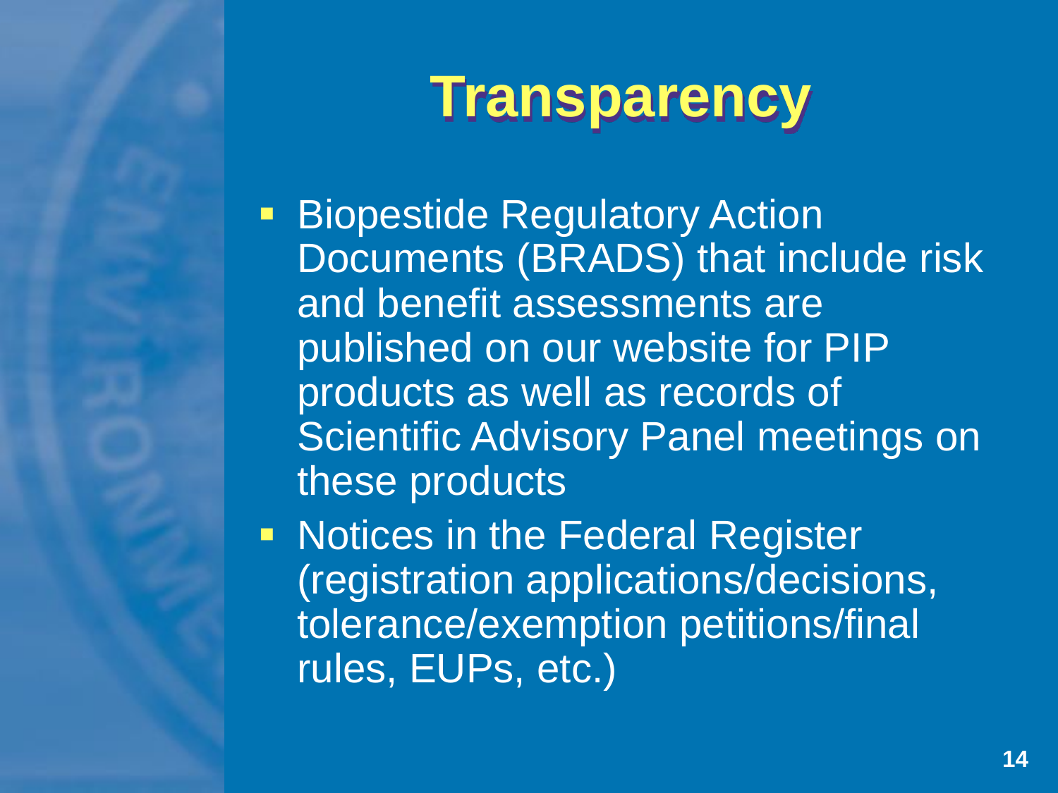# Transparency

- Biopestide Regulatory Action Documents (BRADS) that include risk and benefit assessments are published on our website for PIP products as well as records of Scientific Advisory Panel meetings on these products
- Notices in the Federal Register (registration applications/decisions, tolerance/exemption petitions/final rules, EUPs, etc.)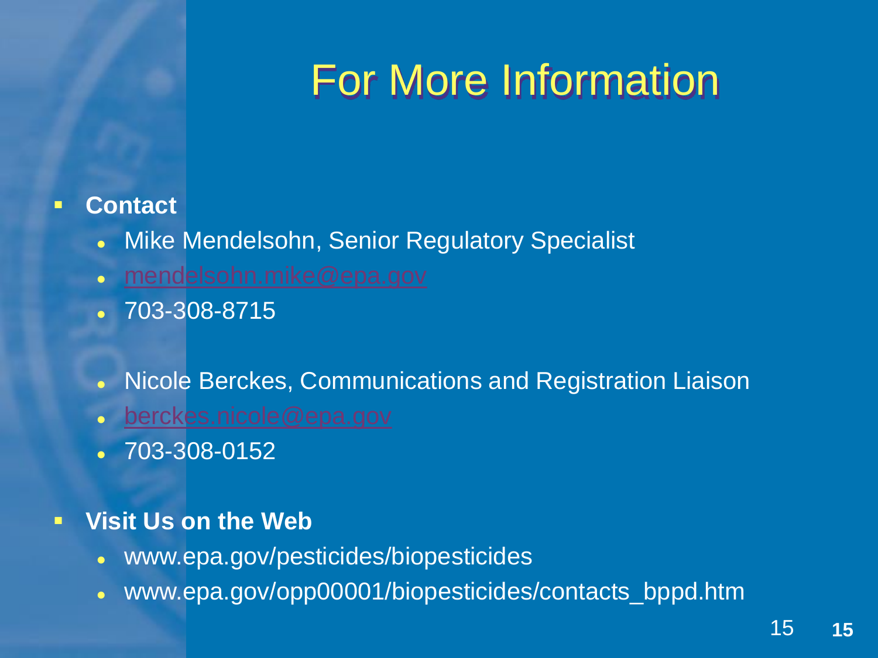# For More Information

- **Contact**
  - Mike Mendelsohn, Senior Regulatory Specialist
  - mendelsohn.mike@epa.gov
  - 703-308-8715
  - Nicole Berckes, Communications and Registration Liaison
  - berckes.nicole@epa.gov
  - 703-308-0152
- **Visit Us on the Web**
  - www.epa.gov/pesticides/biopesticides
  - www.epa.gov/opp00001/biopesticides/contacts_bppd.htm